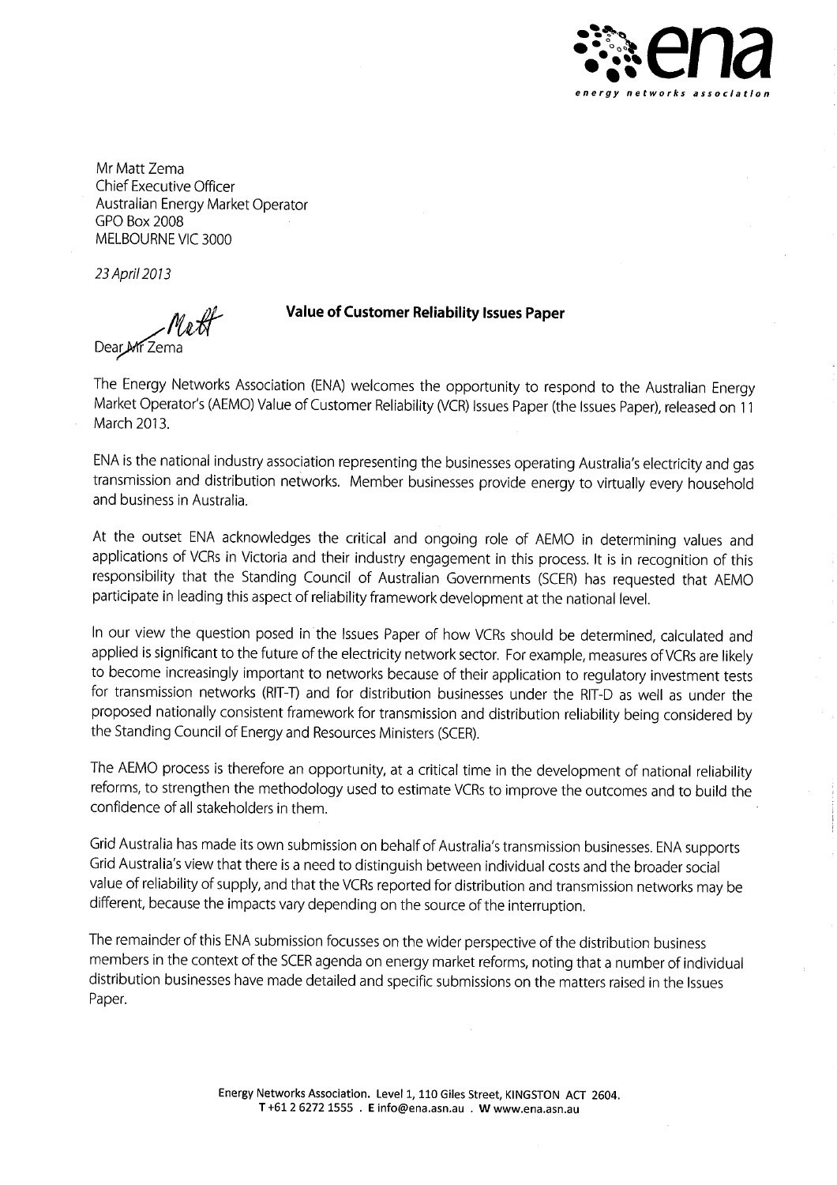Mr Matt Zema
Chief Executive Officer
Australian Energy Market Operator
GPO Box 2008
MELBOURNE VIC 3000

*23 April 2013*

**Value of Customer Reliability Issues Paper**

Dear Matt

The Energy Networks Association (ENA) welcomes the opportunity to respond to the Australian Energy Market Operator's (AEMO) Value of Customer Reliability (VCR) Issues Paper (the Issues Paper), released on 11 March 2013.

ENA is the national industry association representing the businesses operating Australia's electricity and gas transmission and distribution networks. Member businesses provide energy to virtually every household and business in Australia.

At the outset ENA acknowledges the critical and ongoing role of AEMO in determining values and applications of VCRs in Victoria and their industry engagement in this process. It is in recognition of this responsibility that the Standing Council of Australian Governments (SCER) has requested that AEMO participate in leading this aspect of reliability framework development at the national level.

In our view the question posed in the Issues Paper of how VCRs should be determined, calculated and applied is significant to the future of the electricity network sector. For example, measures of VCRs are likely to become increasingly important to networks because of their application to regulatory investment tests for transmission networks (RIT-T) and for distribution businesses under the RIT-D as well as under the proposed nationally consistent framework for transmission and distribution reliability being considered by the Standing Council of Energy and Resources Ministers (SCER).

The AEMO process is therefore an opportunity, at a critical time in the development of national reliability reforms, to strengthen the methodology used to estimate VCRs to improve the outcomes and to build the confidence of all stakeholders in them.

Grid Australia has made its own submission on behalf of Australia's transmission businesses. ENA supports Grid Australia's view that there is a need to distinguish between individual costs and the broader social value of reliability of supply, and that the VCRs reported for distribution and transmission networks may be different, because the impacts vary depending on the source of the interruption.

The remainder of this ENA submission focusses on the wider perspective of the distribution business members in the context of the SCER agenda on energy market reforms, noting that a number of individual distribution businesses have made detailed and specific submissions on the matters raised in the Issues Paper.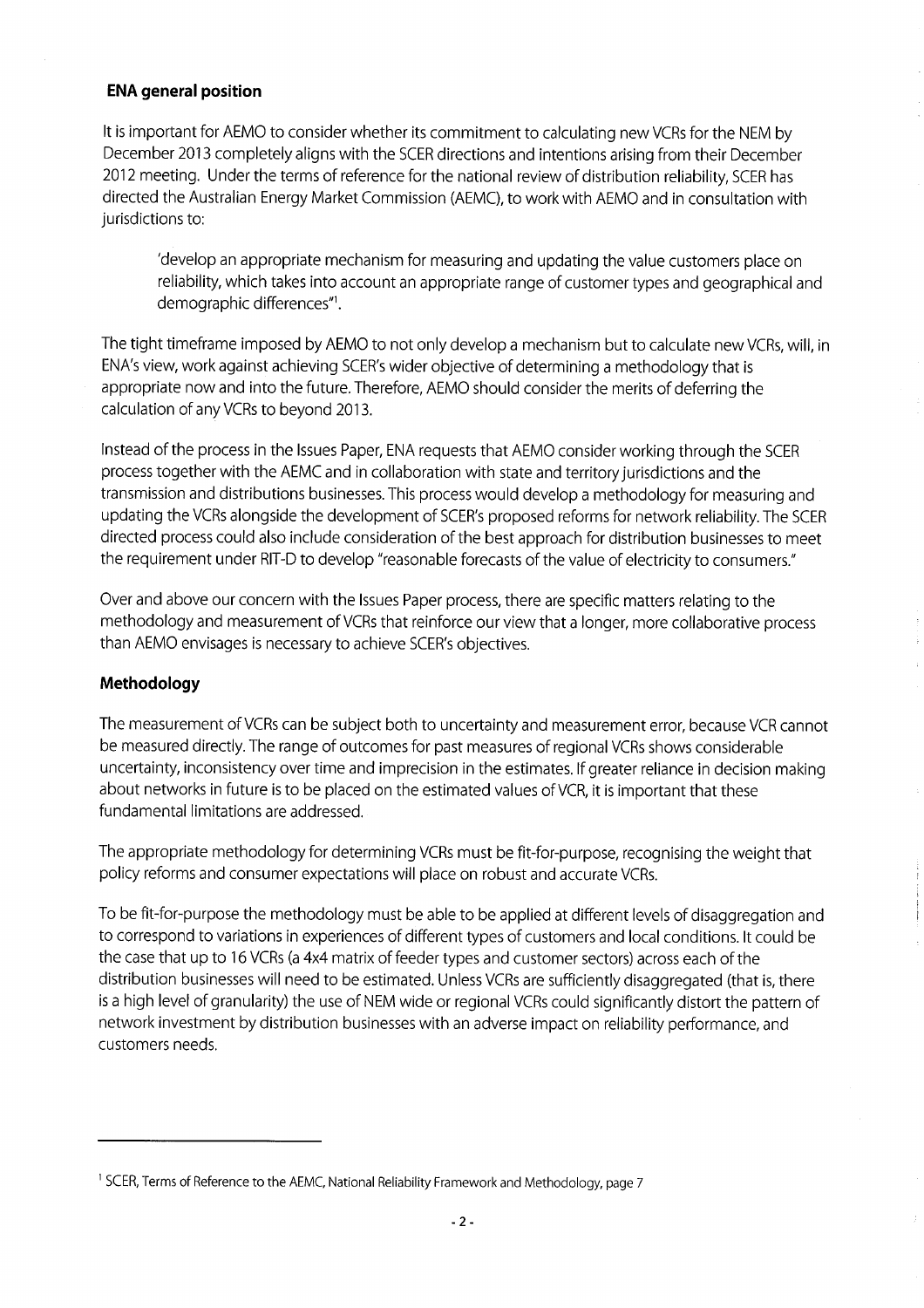## ENA general position

It is important for AEMO to consider whether its commitment to calculating new VCRs for the NEM by December 2013 completely aligns with the SCER directions and intentions arising from their December 2012 meeting. Under the terms of reference for the national review of distribution reliability, SCER has directed the Australian Energy Market Commission (AEMC), to work with AEMO and in consultation with jurisdictions to:

> 'develop an appropriate mechanism for measuring and updating the value customers place on reliability, which takes into account an appropriate range of customer types and geographical and demographic differences"[1].

The tight timeframe imposed by AEMO to not only develop a mechanism but to calculate new VCRs, will, in ENA's view, work against achieving SCER's wider objective of determining a methodology that is appropriate now and into the future. Therefore, AEMO should consider the merits of deferring the calculation of any VCRs to beyond 2013.

Instead of the process in the Issues Paper, ENA requests that AEMO consider working through the SCER process together with the AEMC and in collaboration with state and territory jurisdictions and the transmission and distributions businesses. This process would develop a methodology for measuring and updating the VCRs alongside the development of SCER's proposed reforms for network reliability. The SCER directed process could also include consideration of the best approach for distribution businesses to meet the requirement under RIT-D to develop "reasonable forecasts of the value of electricity to consumers."

Over and above our concern with the Issues Paper process, there are specific matters relating to the methodology and measurement of VCRs that reinforce our view that a longer, more collaborative process than AEMO envisages is necessary to achieve SCER's objectives.

## Methodology

The measurement of VCRs can be subject both to uncertainty and measurement error, because VCR cannot be measured directly. The range of outcomes for past measures of regional VCRs shows considerable uncertainty, inconsistency over time and imprecision in the estimates. If greater reliance in decision making about networks in future is to be placed on the estimated values of VCR, it is important that these fundamental limitations are addressed.

The appropriate methodology for determining VCRs must be fit-for-purpose, recognising the weight that policy reforms and consumer expectations will place on robust and accurate VCRs.

To be fit-for-purpose the methodology must be able to be applied at different levels of disaggregation and to correspond to variations in experiences of different types of customers and local conditions. It could be the case that up to 16 VCRs (a 4x4 matrix of feeder types and customer sectors) across each of the distribution businesses will need to be estimated. Unless VCRs are sufficiently disaggregated (that is, there is a high level of granularity) the use of NEM wide or regional VCRs could significantly distort the pattern of network investment by distribution businesses with an adverse impact on reliability performance, and customers needs.

---

[1] SCER, Terms of Reference to the AEMC, National Reliability Framework and Methodology, page 7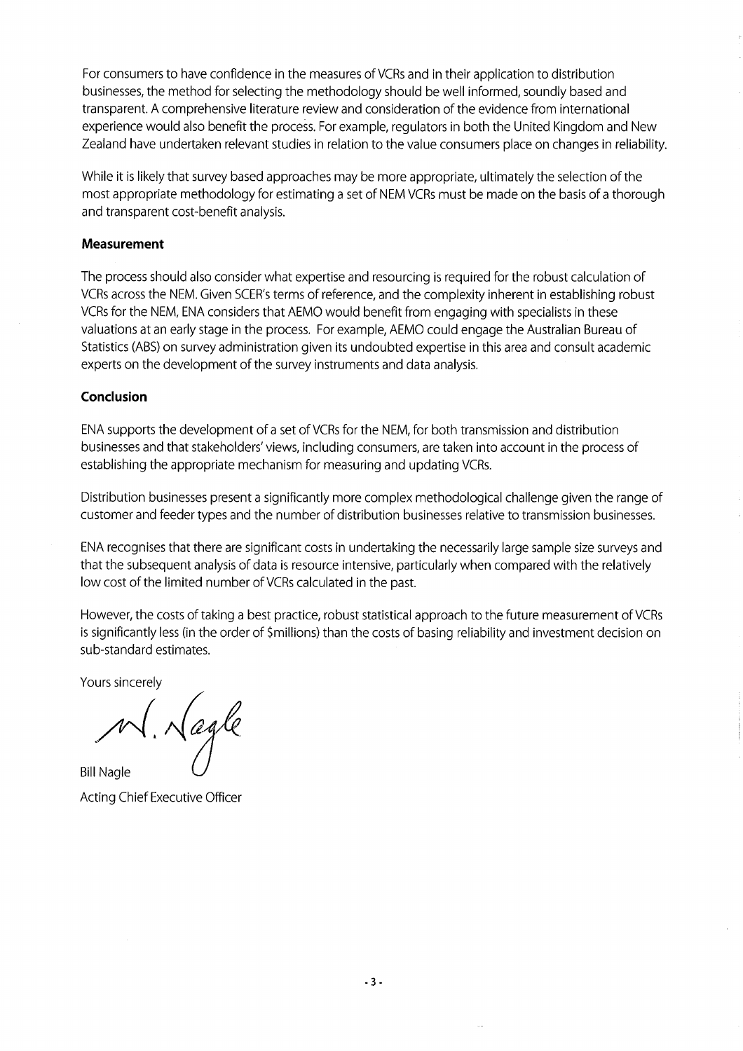For consumers to have confidence in the measures of VCRs and in their application to distribution businesses, the method for selecting the methodology should be well informed, soundly based and transparent. A comprehensive literature review and consideration of the evidence from international experience would also benefit the process. For example, regulators in both the United Kingdom and New Zealand have undertaken relevant studies in relation to the value consumers place on changes in reliability.

While it is likely that survey based approaches may be more appropriate, ultimately the selection of the most appropriate methodology for estimating a set of NEM VCRs must be made on the basis of a thorough and transparent cost-benefit analysis.

**Measurement**

The process should also consider what expertise and resourcing is required for the robust calculation of VCRs across the NEM. Given SCER's terms of reference, and the complexity inherent in establishing robust VCRs for the NEM, ENA considers that AEMO would benefit from engaging with specialists in these valuations at an early stage in the process. For example, AEMO could engage the Australian Bureau of Statistics (ABS) on survey administration given its undoubted expertise in this area and consult academic experts on the development of the survey instruments and data analysis.

**Conclusion**

ENA supports the development of a set of VCRs for the NEM, for both transmission and distribution businesses and that stakeholders' views, including consumers, are taken into account in the process of establishing the appropriate mechanism for measuring and updating VCRs.

Distribution businesses present a significantly more complex methodological challenge given the range of customer and feeder types and the number of distribution businesses relative to transmission businesses.

ENA recognises that there are significant costs in undertaking the necessarily large sample size surveys and that the subsequent analysis of data is resource intensive, particularly when compared with the relatively low cost of the limited number of VCRs calculated in the past.

However, the costs of taking a best practice, robust statistical approach to the future measurement of VCRs is significantly less (in the order of $millions) than the costs of basing reliability and investment decision on sub-standard estimates.

Yours sincerely

Bill Nagle

Acting Chief Executive Officer